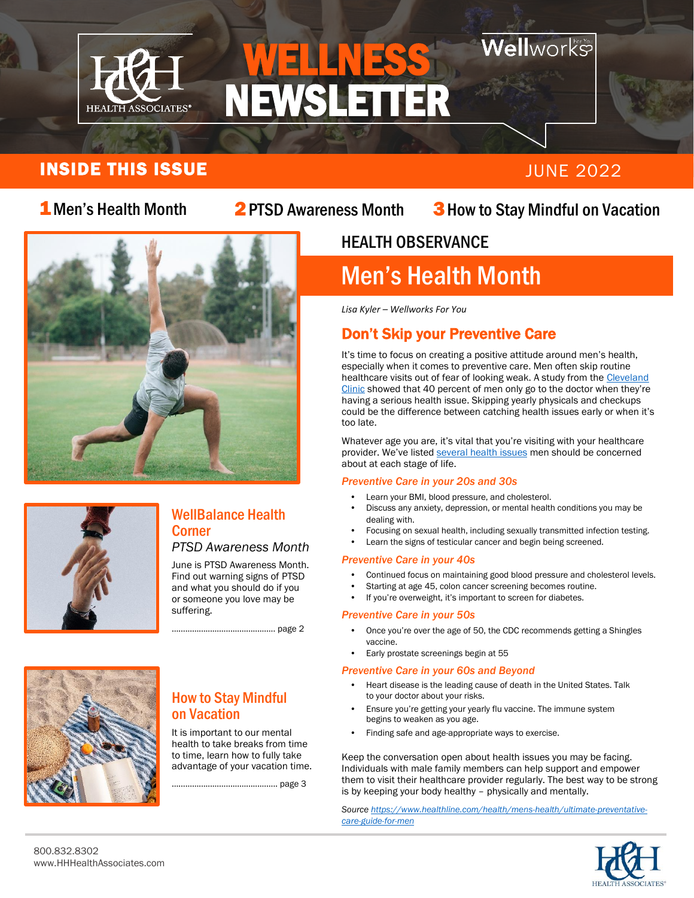# WELLNESS NEWSLETTER

H&H HEALTH ASSOCIATES®

Wellworks For You

## INSIDE THIS ISSUE

JUNE 2022

**1** Men's Health Month **2** PTSD Awareness Month **3** How to Stay Mindful on Vacation

## WellBalance Health Corner

*PTSD Awareness Month*

June is PTSD Awareness Month. Find out warning signs of PTSD and what you should do if you or someone you love may be suffering.

............................................ page 2

## How to Stay Mindful on Vacation

It is important to our mental health to take breaks from time to time, learn how to fully take advantage of your vacation time.

............................................ page 3

### HEALTH OBSERVANCE

# Men's Health Month

*Lisa Kyler – Wellworks For You*

## Don't Skip your Preventive Care

It's time to focus on creating a positive attitude around men's health, especially when it comes to preventive care. Men often skip routine healthcare visits out of fear of looking weak. A study from the Cleveland Clinic showed that 40 percent of men only go to the doctor when they're having a serious health issue. Skipping yearly physicals and checkups could be the difference between catching health issues early or when it's too late.

Whatever age you are, it's vital that you're visiting with your healthcare provider. We've listed several health issues men should be concerned about at each stage of life.

### *Preventive Care in your 20s and 30s*

- Learn your BMI, blood pressure, and cholesterol.
- Discuss any anxiety, depression, or mental health conditions you may be dealing with.
- Focusing on sexual health, including sexually transmitted infection testing.
- Learn the signs of testicular cancer and begin being screened.

### *Preventive Care in your 40s*

- Continued focus on maintaining good blood pressure and cholesterol levels.
- Starting at age 45, colon cancer screening becomes routine.
- If you're overweight, it's important to screen for diabetes.

### *Preventive Care in your 50s*

- Once you're over the age of 50, the CDC recommends getting a Shingles vaccine.
- Early prostate screenings begin at 55

### *Preventive Care in your 60s and Beyond*

- Heart disease is the leading cause of death in the United States. Talk to your doctor about your risks.
- Ensure you're getting your yearly flu vaccine. The immune system begins to weaken as you age.
- Finding safe and age-appropriate ways to exercise.

Keep the conversation open about health issues you may be facing. Individuals with male family members can help support and empower them to visit their healthcare provider regularly. The best way to be strong is by keeping your body healthy – physically and mentally.

*Source https://www.healthline.com/health/mens-health/ultimate-preventative-care-guide-for-men*

800.832.8302
www.HHHealthAssociates.com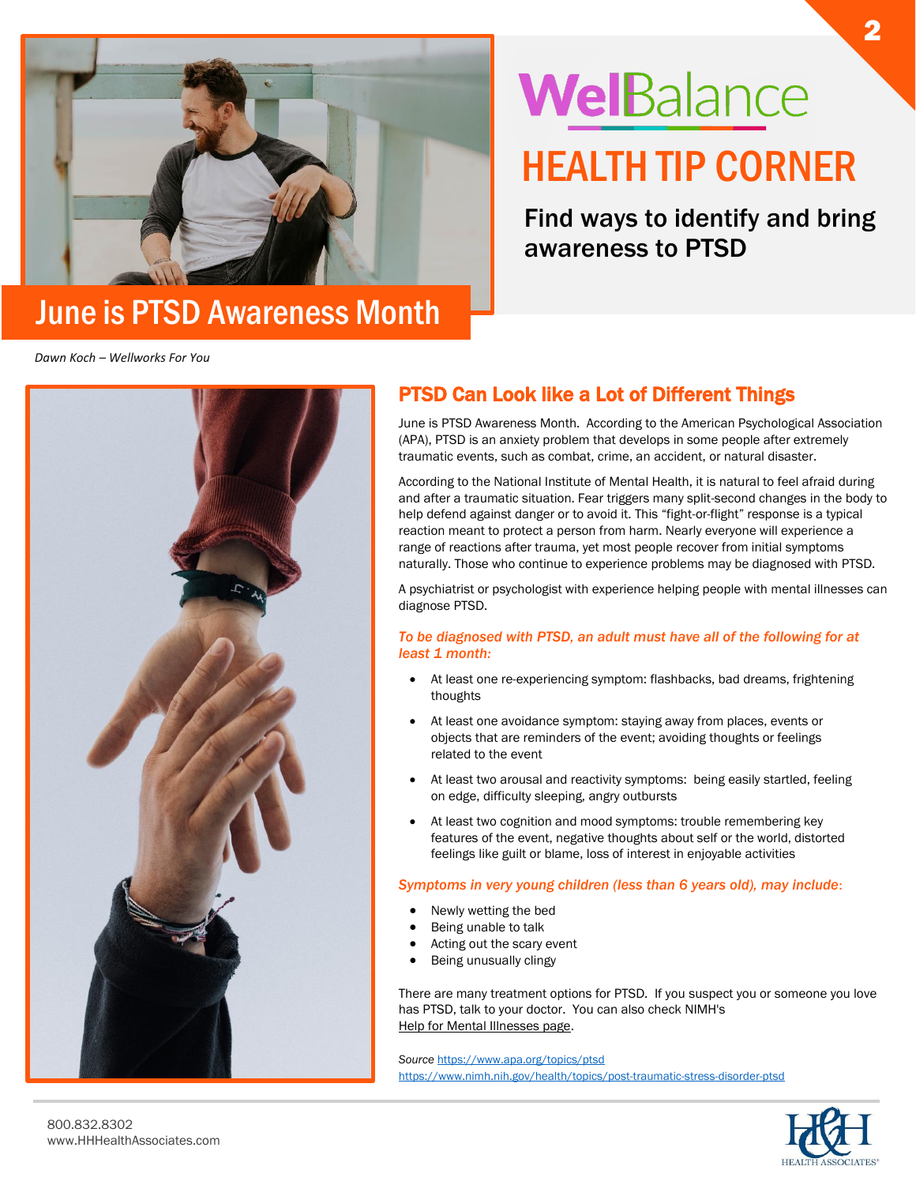# WellBalance

## HEALTH TIP CORNER

### Find ways to identify and bring awareness to PTSD

## June is PTSD Awareness Month

*Dawn Koch – Wellworks For You*

## PTSD Can Look like a Lot of Different Things

June is PTSD Awareness Month. According to the American Psychological Association (APA), PTSD is an anxiety problem that develops in some people after extremely traumatic events, such as combat, crime, an accident, or natural disaster.

According to the National Institute of Mental Health, it is natural to feel afraid during and after a traumatic situation. Fear triggers many split-second changes in the body to help defend against danger or to avoid it. This "fight-or-flight" response is a typical reaction meant to protect a person from harm. Nearly everyone will experience a range of reactions after trauma, yet most people recover from initial symptoms naturally. Those who continue to experience problems may be diagnosed with PTSD.

A psychiatrist or psychologist with experience helping people with mental illnesses can diagnose PTSD.

*To be diagnosed with PTSD, an adult must have all of the following for at least 1 month:*

- At least one re-experiencing symptom: flashbacks, bad dreams, frightening thoughts
- At least one avoidance symptom: staying away from places, events or objects that are reminders of the event; avoiding thoughts or feelings related to the event
- At least two arousal and reactivity symptoms: being easily startled, feeling on edge, difficulty sleeping, angry outbursts
- At least two cognition and mood symptoms: trouble remembering key features of the event, negative thoughts about self or the world, distorted feelings like guilt or blame, loss of interest in enjoyable activities

*Symptoms in very young children (less than 6 years old), may include:*

- Newly wetting the bed
- Being unable to talk
- Acting out the scary event
- Being unusually clingy

There are many treatment options for PTSD. If you suspect you or someone you love has PTSD, talk to your doctor. You can also check NIMH's Help for Mental Illnesses page.

*Source* https://www.apa.org/topics/ptsd
https://www.nimh.nih.gov/health/topics/post-traumatic-stress-disorder-ptsd

800.832.8302
www.HHHealthAssociates.com

H&H HEALTH ASSOCIATES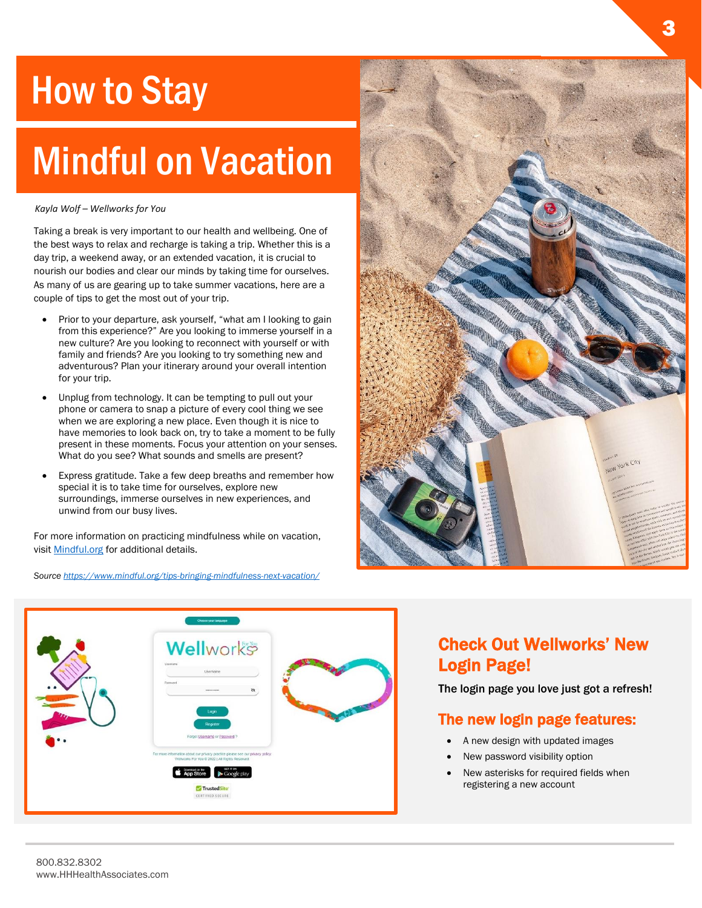# How to Stay Mindful on Vacation

*Kayla Wolf – Wellworks for You*

Taking a break is very important to our health and wellbeing. One of the best ways to relax and recharge is taking a trip. Whether this is a day trip, a weekend away, or an extended vacation, it is crucial to nourish our bodies and clear our minds by taking time for ourselves. As many of us are gearing up to take summer vacations, here are a couple of tips to get the most out of your trip.

- Prior to your departure, ask yourself, "what am I looking to gain from this experience?" Are you looking to immerse yourself in a new culture? Are you looking to reconnect with yourself or with family and friends? Are you looking to try something new and adventurous? Plan your itinerary around your overall intention for your trip.
- Unplug from technology. It can be tempting to pull out your phone or camera to snap a picture of every cool thing we see when we are exploring a new place. Even though it is nice to have memories to look back on, try to take a moment to be fully present in these moments. Focus your attention on your senses. What do you see? What sounds and smells are present?
- Express gratitude. Take a few deep breaths and remember how special it is to take time for ourselves, explore new surroundings, immerse ourselves in new experiences, and unwind from our busy lives.

For more information on practicing mindfulness while on vacation, visit [Mindful.org](https://www.mindful.org) for additional details.

*Source [https://www.mindful.org/tips-bringing-mindfulness-next-vacation/](https://www.mindful.org/tips-bringing-mindfulness-next-vacation/)*

## Check Out Wellworks' New Login Page!

**The login page you love just got a refresh!**

### The new login page features:

- A new design with updated images
- New password visibility option
- New asterisks for required fields when registering a new account

800.832.8302
www.HHHealthAssociates.com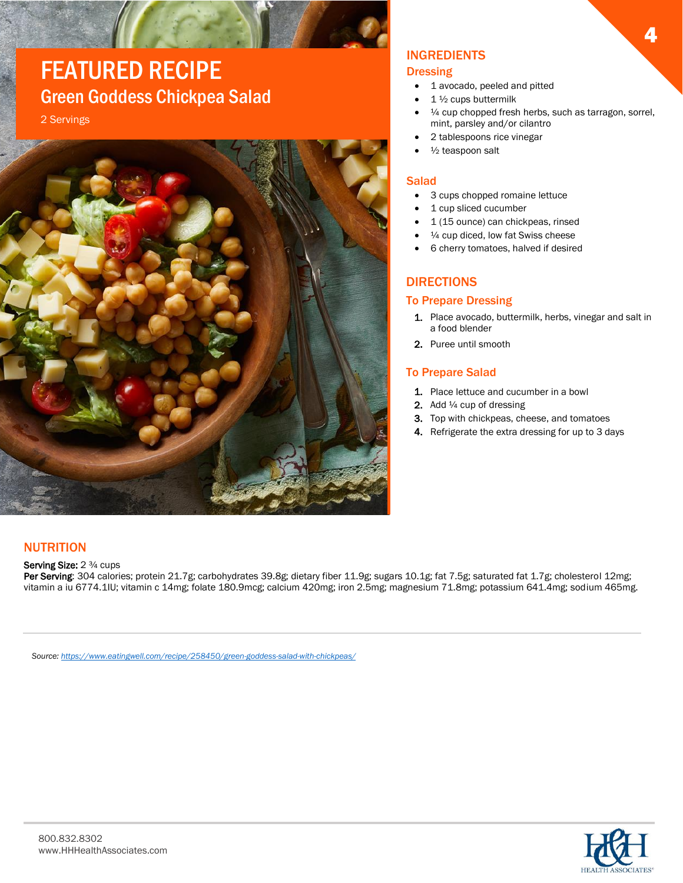# FEATURED RECIPE

## Green Goddess Chickpea Salad

2 Servings

## INGREDIENTS

### Dressing

- 1 avocado, peeled and pitted
- 1 ½ cups buttermilk
- ¼ cup chopped fresh herbs, such as tarragon, sorrel, mint, parsley and/or cilantro
- 2 tablespoons rice vinegar
- ½ teaspoon salt

### Salad

- 3 cups chopped romaine lettuce
- 1 cup sliced cucumber
- 1 (15 ounce) can chickpeas, rinsed
- ¼ cup diced, low fat Swiss cheese
- 6 cherry tomatoes, halved if desired

## DIRECTIONS

### To Prepare Dressing

1. Place avocado, buttermilk, herbs, vinegar and salt in a food blender
2. Puree until smooth

### To Prepare Salad

1. Place lettuce and cucumber in a bowl
2. Add ¼ cup of dressing
3. Top with chickpeas, cheese, and tomatoes
4. Refrigerate the extra dressing for up to 3 days

## NUTRITION

**Serving Size:** 2 ¾ cups
**Per Serving**: 304 calories; protein 21.7g; carbohydrates 39.8g; dietary fiber 11.9g; sugars 10.1g; fat 7.5g; saturated fat 1.7g; cholesterol 12mg; vitamin a iu 6774.1IU; vitamin c 14mg; folate 180.9mcg; calcium 420mg; iron 2.5mg; magnesium 71.8mg; potassium 641.4mg; sodium 465mg.

---

*Source: https://www.eatingwell.com/recipe/258450/green-goddess-salad-with-chickpeas/*

800.832.8302
www.HHHealthAssociates.com

HEALTH ASSOCIATES